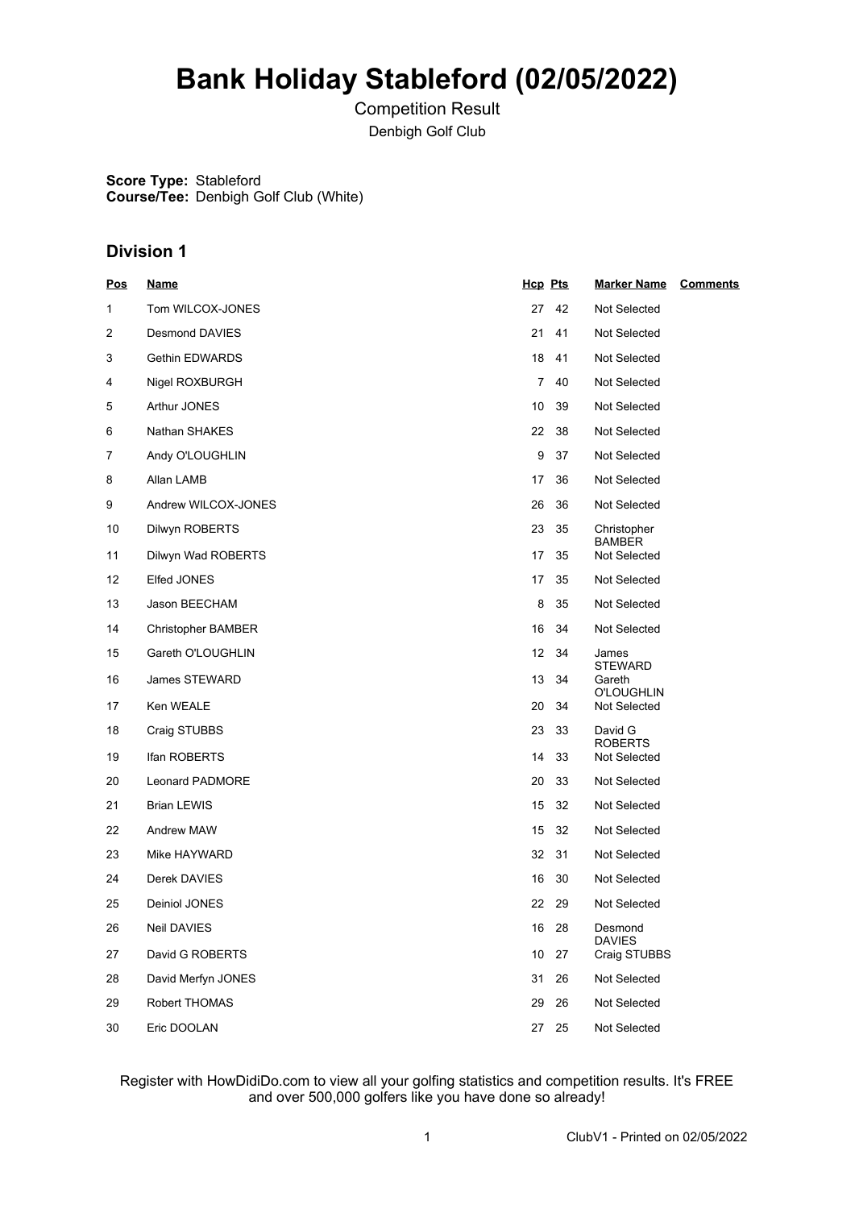# Bank Holiday Stableford (02/05/2022)

Competition Result

Denbigh Golf Club

**Score Type:** Stableford
**Course/Tee:** Denbigh Golf Club (White)

## Division 1

| Pos | Name | Hcp | Pts | Marker Name | Comments |
|---|---|---|---|---|---|
| 1 | Tom WILCOX-JONES | 27 | 42 | Not Selected | |
| 2 | Desmond DAVIES | 21 | 41 | Not Selected | |
| 3 | Gethin EDWARDS | 18 | 41 | Not Selected | |
| 4 | Nigel ROXBURGH | 7 | 40 | Not Selected | |
| 5 | Arthur JONES | 10 | 39 | Not Selected | |
| 6 | Nathan SHAKES | 22 | 38 | Not Selected | |
| 7 | Andy O'LOUGHLIN | 9 | 37 | Not Selected | |
| 8 | Allan LAMB | 17 | 36 | Not Selected | |
| 9 | Andrew WILCOX-JONES | 26 | 36 | Not Selected | |
| 10 | Dilwyn ROBERTS | 23 | 35 | Christopher BAMBER | |
| 11 | Dilwyn Wad ROBERTS | 17 | 35 | Not Selected | |
| 12 | Elfed JONES | 17 | 35 | Not Selected | |
| 13 | Jason BEECHAM | 8 | 35 | Not Selected | |
| 14 | Christopher BAMBER | 16 | 34 | Not Selected | |
| 15 | Gareth O'LOUGHLIN | 12 | 34 | James STEWARD | |
| 16 | James STEWARD | 13 | 34 | Gareth O'LOUGHLIN | |
| 17 | Ken WEALE | 20 | 34 | Not Selected | |
| 18 | Craig STUBBS | 23 | 33 | David G ROBERTS | |
| 19 | Ifan ROBERTS | 14 | 33 | Not Selected | |
| 20 | Leonard PADMORE | 20 | 33 | Not Selected | |
| 21 | Brian LEWIS | 15 | 32 | Not Selected | |
| 22 | Andrew MAW | 15 | 32 | Not Selected | |
| 23 | Mike HAYWARD | 32 | 31 | Not Selected | |
| 24 | Derek DAVIES | 16 | 30 | Not Selected | |
| 25 | Deiniol JONES | 22 | 29 | Not Selected | |
| 26 | Neil DAVIES | 16 | 28 | Desmond DAVIES | |
| 27 | David G ROBERTS | 10 | 27 | Craig STUBBS | |
| 28 | David Merfyn JONES | 31 | 26 | Not Selected | |
| 29 | Robert THOMAS | 29 | 26 | Not Selected | |
| 30 | Eric DOOLAN | 27 | 25 | Not Selected | |

Register with HowDidiDo.com to view all your golfing statistics and competition results. It's FREE and over 500,000 golfers like you have done so already!

ClubV1 - Printed on 02/05/2022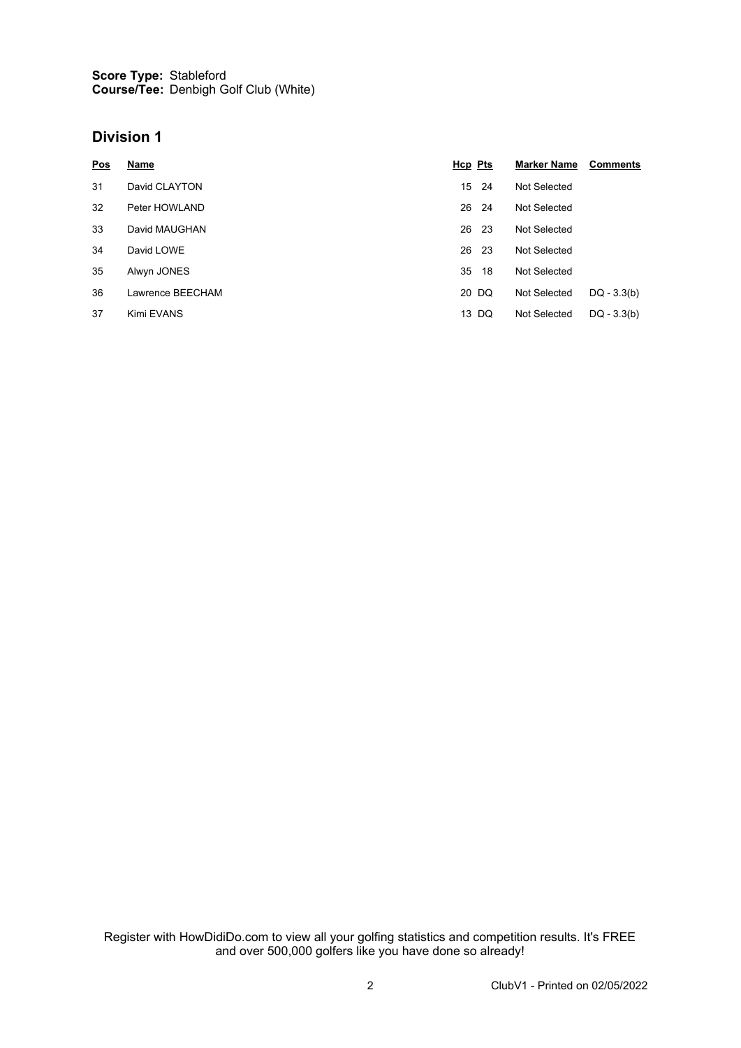**Score Type:** Stableford
**Course/Tee:** Denbigh Golf Club (White)

## Division 1

| Pos | Name | Hcp | Pts | Marker Name | Comments |
|---|---|---|---|---|---|
| 31 | David CLAYTON | 15 | 24 | Not Selected | |
| 32 | Peter HOWLAND | 26 | 24 | Not Selected | |
| 33 | David MAUGHAN | 26 | 23 | Not Selected | |
| 34 | David LOWE | 26 | 23 | Not Selected | |
| 35 | Alwyn JONES | 35 | 18 | Not Selected | |
| 36 | Lawrence BEECHAM | 20 | DQ | Not Selected | DQ - 3.3(b) |
| 37 | Kimi EVANS | 13 | DQ | Not Selected | DQ - 3.3(b) |

Register with HowDidiDo.com to view all your golfing statistics and competition results. It's FREE and over 500,000 golfers like you have done so already!

ClubV1 - Printed on 02/05/2022